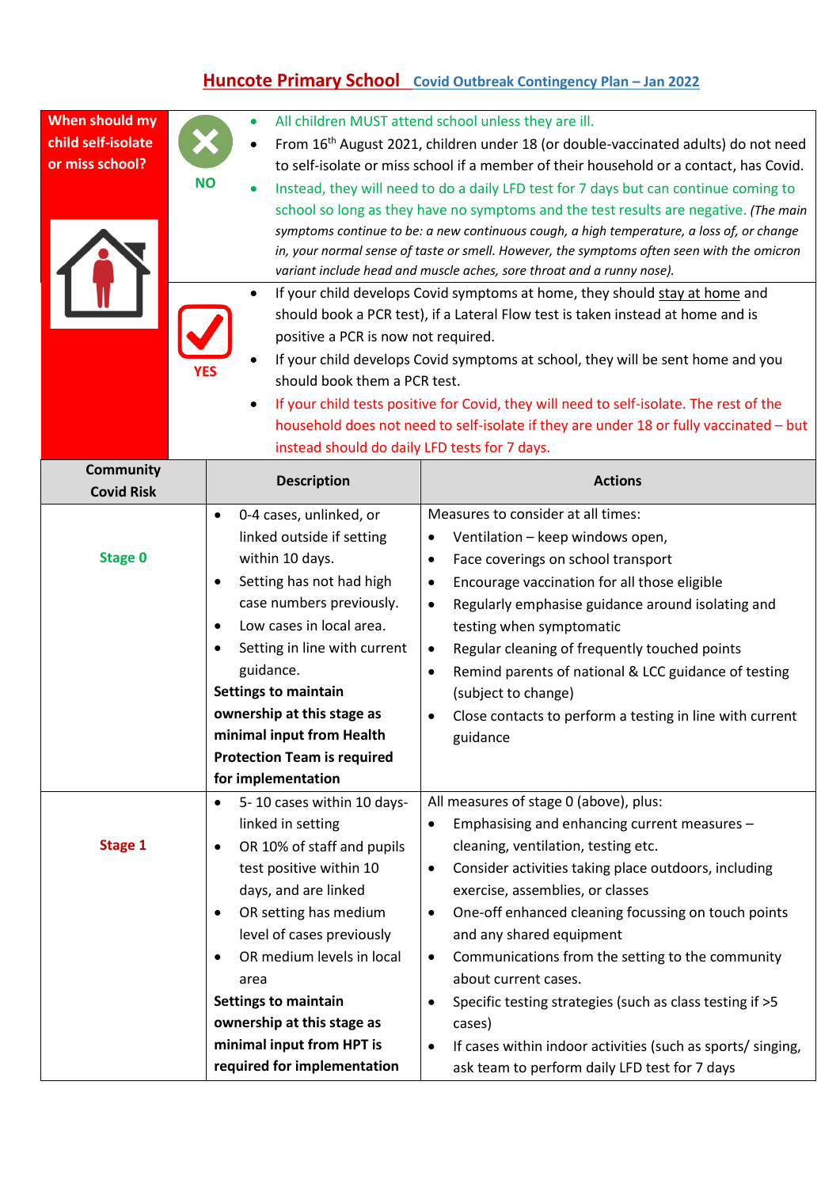# Huncote Primary School Covid Outbreak Contingency Plan – Jan 2022

## When should my child self-isolate or miss school?

**NO**

- All children MUST attend school unless they are ill.
- From 16th August 2021, children under 18 (or double-vaccinated adults) do not need to self-isolate or miss school if a member of their household or a contact, has Covid.
- Instead, they will need to do a daily LFD test for 7 days but can continue coming to school so long as they have no symptoms and the test results are negative. *(The main symptoms continue to be: a new continuous cough, a high temperature, a loss of, or change in, your normal sense of taste or smell. However, the symptoms often seen with the omicron variant include head and muscle aches, sore throat and a runny nose).*

**YES**

- If your child develops Covid symptoms at home, they should stay at home and should book a PCR test), if a Lateral Flow test is taken instead at home and is positive a PCR is now not required.
- If your child develops Covid symptoms at school, they will be sent home and you should book them a PCR test.
- If your child tests positive for Covid, they will need to self-isolate. The rest of the household does not need to self-isolate if they are under 18 or fully vaccinated – but instead should do daily LFD tests for 7 days.

| Community Covid Risk | Description | Actions |
|---|---|---|
| **Stage 0** | • 0-4 cases, unlinked, or linked outside if setting within 10 days.<br>• Setting has not had high case numbers previously.<br>• Low cases in local area.<br>• Setting in line with current guidance.<br>**Settings to maintain ownership at this stage as minimal input from Health Protection Team is required for implementation** | Measures to consider at all times:<br>• Ventilation – keep windows open,<br>• Face coverings on school transport<br>• Encourage vaccination for all those eligible<br>• Regularly emphasise guidance around isolating and testing when symptomatic<br>• Regular cleaning of frequently touched points<br>• Remind parents of national & LCC guidance of testing (subject to change)<br>• Close contacts to perform a testing in line with current guidance |
| **Stage 1** | • 5- 10 cases within 10 days- linked in setting<br>• OR 10% of staff and pupils test positive within 10 days, and are linked<br>• OR setting has medium level of cases previously<br>• OR medium levels in local area<br>**Settings to maintain ownership at this stage as minimal input from HPT is required for implementation** | All measures of stage 0 (above), plus:<br>• Emphasising and enhancing current measures – cleaning, ventilation, testing etc.<br>• Consider activities taking place outdoors, including exercise, assemblies, or classes<br>• One-off enhanced cleaning focussing on touch points and any shared equipment<br>• Communications from the setting to the community about current cases.<br>• Specific testing strategies (such as class testing if >5 cases)<br>• If cases within indoor activities (such as sports/ singing, ask team to perform daily LFD test for 7 days |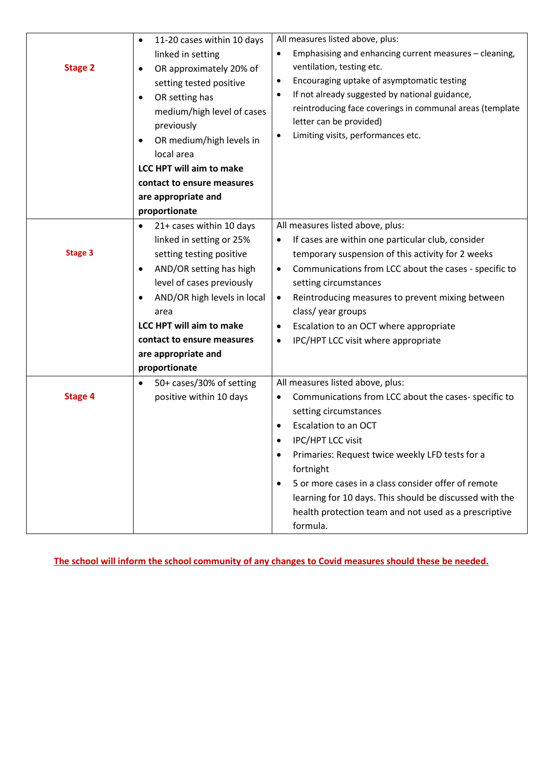| | | |
|---|---|---|
| **Stage 2** | • 11-20 cases within 10 days linked in setting<br>• OR approximately 20% of setting tested positive<br>• OR setting has medium/high level of cases previously<br>• OR medium/high levels in local area<br>**LCC HPT will aim to make contact to ensure measures are appropriate and proportionate** | All measures listed above, plus:<br>• Emphasising and enhancing current measures – cleaning, ventilation, testing etc.<br>• Encouraging uptake of asymptomatic testing<br>• If not already suggested by national guidance, reintroducing face coverings in communal areas (template letter can be provided)<br>• Limiting visits, performances etc. |
| **Stage 3** | • 21+ cases within 10 days linked in setting or 25% setting testing positive<br>• AND/OR setting has high level of cases previously<br>• AND/OR high levels in local area<br>**LCC HPT will aim to make contact to ensure measures are appropriate and proportionate** | All measures listed above, plus:<br>• If cases are within one particular club, consider temporary suspension of this activity for 2 weeks<br>• Communications from LCC about the cases - specific to setting circumstances<br>• Reintroducing measures to prevent mixing between class/ year groups<br>• Escalation to an OCT where appropriate<br>• IPC/HPT LCC visit where appropriate |
| **Stage 4** | • 50+ cases/30% of setting positive within 10 days | All measures listed above, plus:<br>• Communications from LCC about the cases- specific to setting circumstances<br>• Escalation to an OCT<br>• IPC/HPT LCC visit<br>• Primaries: Request twice weekly LFD tests for a fortnight<br>• 5 or more cases in a class consider offer of remote learning for 10 days. This should be discussed with the health protection team and not used as a prescriptive formula. |

**The school will inform the school community of any changes to Covid measures should these be needed.**